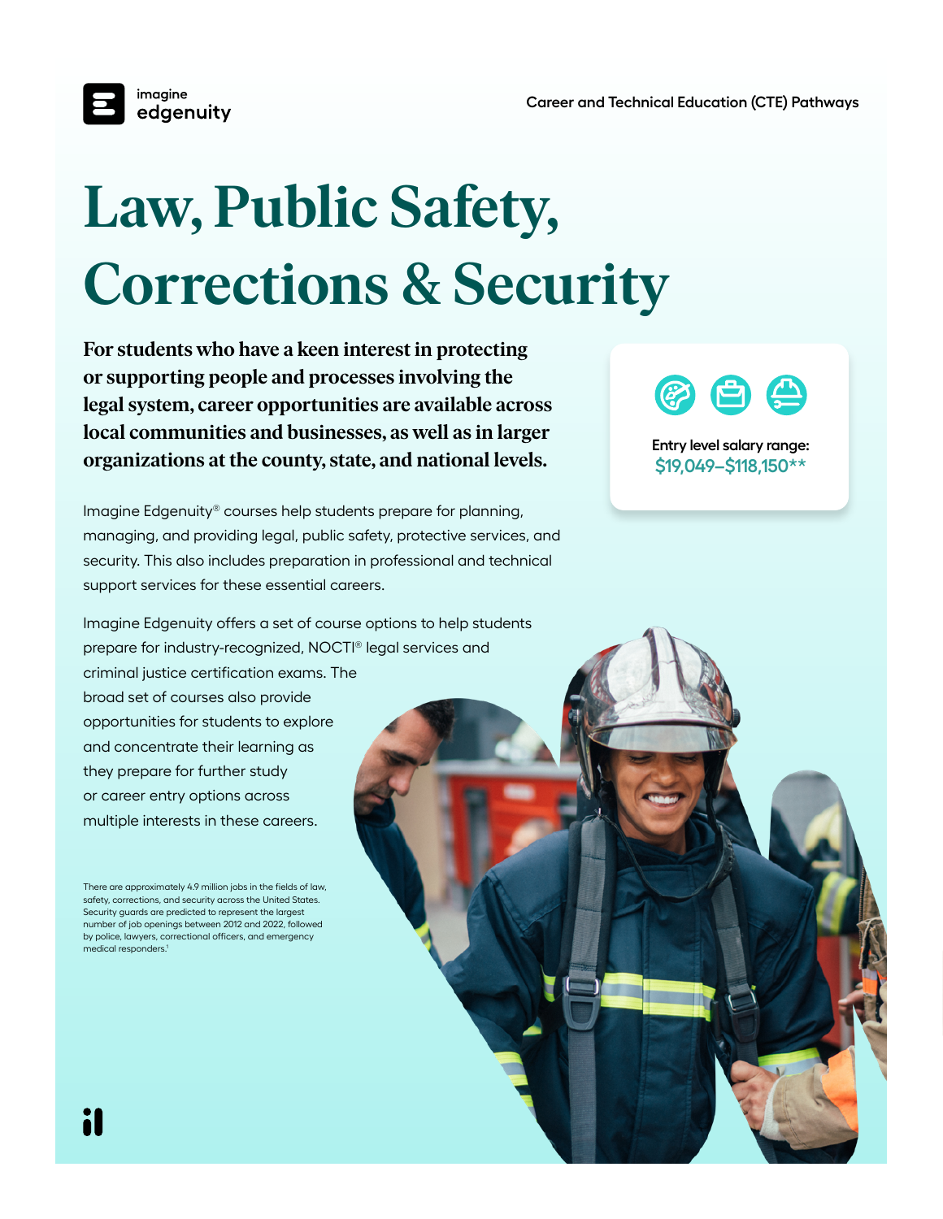Career and Technical Education (CTE) Pathways

# Law, Public Safety, Corrections & Security

**For students who have a keen interest in protecting or supporting people and processes involving the legal system, career opportunities are available across local communities and businesses, as well as in larger organizations at the county, state, and national levels.**

Entry level salary range: **$19,049–$118,150****

Imagine Edgenuity® courses help students prepare for planning, managing, and providing legal, public safety, protective services, and security. This also includes preparation in professional and technical support services for these essential careers.

Imagine Edgenuity offers a set of course options to help students prepare for industry-recognized, NOCTI® legal services and criminal justice certification exams. The broad set of courses also provide opportunities for students to explore and concentrate their learning as they prepare for further study or career entry options across multiple interests in these careers.

There are approximately 4.9 million jobs in the fields of law, safety, corrections, and security across the United States. Security guards are predicted to represent the largest number of job openings between 2012 and 2022, followed by police, lawyers, correctional officers, and emergency medical responders.[1]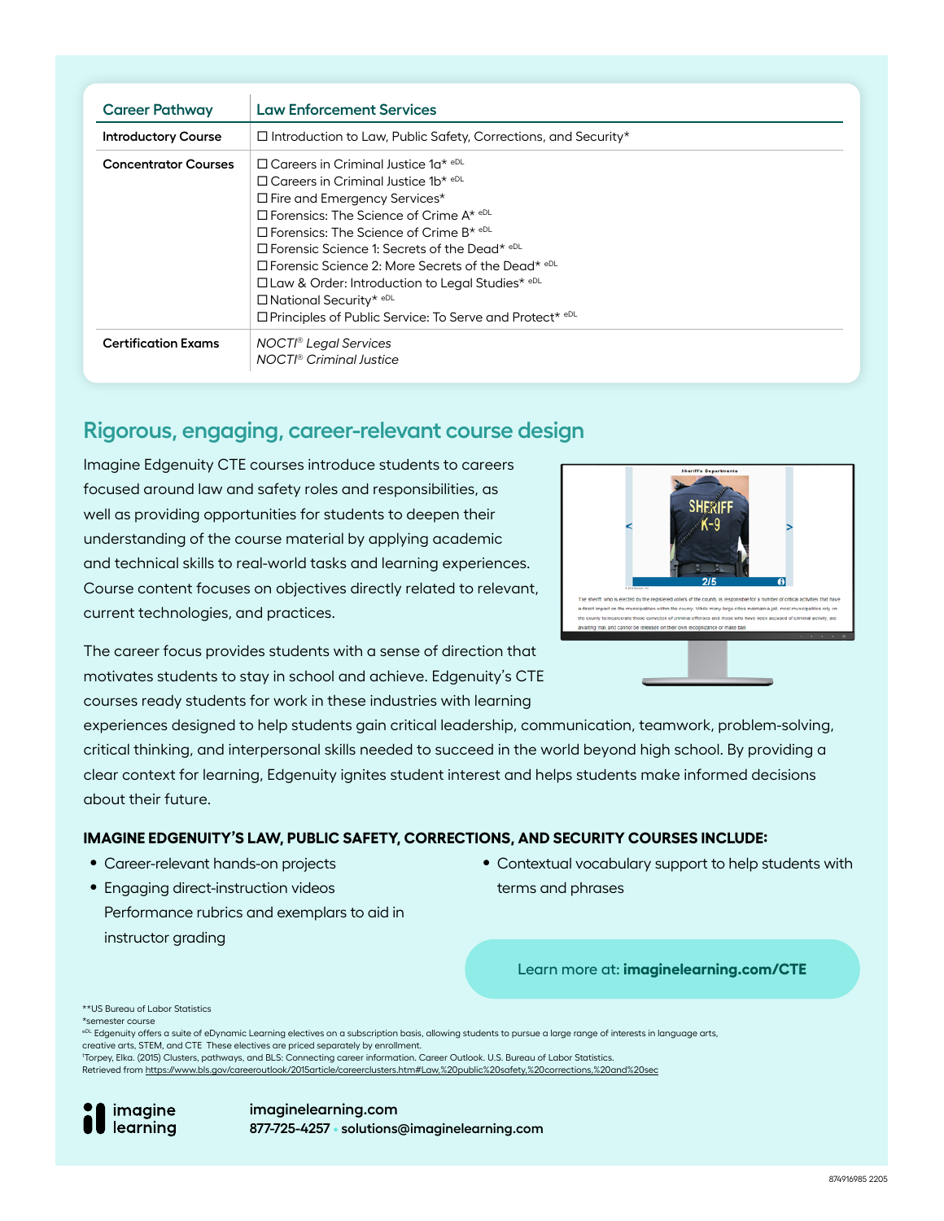| Career Pathway | Law Enforcement Services |
|---|---|
| **Introductory Course** | ☐ Introduction to Law, Public Safety, Corrections, and Security* |
| **Concentrator Courses** | ☐ Careers in Criminal Justice 1a* eDL<br>☐ Careers in Criminal Justice 1b* eDL<br>☐ Fire and Emergency Services*<br>☐ Forensics: The Science of Crime A* eDL<br>☐ Forensics: The Science of Crime B* eDL<br>☐ Forensic Science 1: Secrets of the Dead* eDL<br>☐ Forensic Science 2: More Secrets of the Dead* eDL<br>☐ Law & Order: Introduction to Legal Studies* eDL<br>☐ National Security* eDL<br>☐ Principles of Public Service: To Serve and Protect* eDL |
| **Certification Exams** | *NOCTI® Legal Services*<br>*NOCTI® Criminal Justice* |

## Rigorous, engaging, career-relevant course design

Imagine Edgenuity CTE courses introduce students to careers focused around law and safety roles and responsibilities, as well as providing opportunities for students to deepen their understanding of the course material by applying academic and technical skills to real-world tasks and learning experiences. Course content focuses on objectives directly related to relevant, current technologies, and practices.

The career focus provides students with a sense of direction that motivates students to stay in school and achieve. Edgenuity's CTE courses ready students for work in these industries with learning experiences designed to help students gain critical leadership, communication, teamwork, problem-solving, critical thinking, and interpersonal skills needed to succeed in the world beyond high school. By providing a clear context for learning, Edgenuity ignites student interest and helps students make informed decisions about their future.

**IMAGINE EDGENUITY'S LAW, PUBLIC SAFETY, CORRECTIONS, AND SECURITY COURSES INCLUDE:**

- Career-relevant hands-on projects
- Engaging direct-instruction videos
  Performance rubrics and exemplars to aid in instructor grading
- Contextual vocabulary support to help students with terms and phrases

Learn more at: **imaginelearning.com/CTE**

**US Bureau of Labor Statistics
*semester course
eDL Edgenuity offers a suite of eDynamic Learning electives on a subscription basis, allowing students to pursue a large range of interests in language arts, creative arts, STEM, and CTE. These electives are priced separately by enrollment.
†Torpey, Elka. (2015) Clusters, pathways, and BLS: Connecting career information. Career Outlook. U.S. Bureau of Labor Statistics. Retrieved from https://www.bls.gov/careeroutlook/2015article/careerclusters.htm#Law,%20public%20safety,%20corrections,%20and%20sec

imagine learning

**imaginelearning.com**
**877-725-4257 • solutions@imaginelearning.com**

874916985 2205